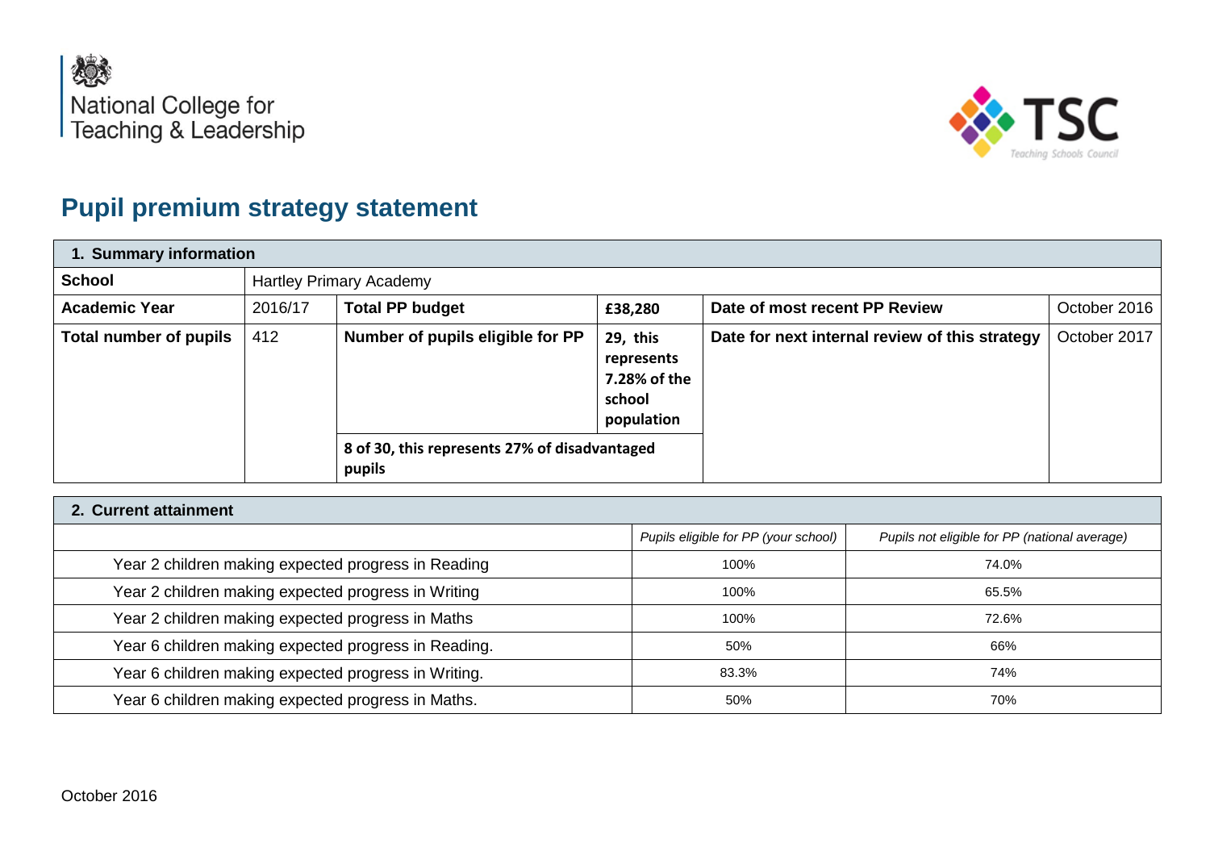National College for Teaching & Leadership

TSC Teaching Schools Council

# Pupil premium strategy statement

| 1. Summary information | | | | | |
|---|---|---|---|---|---|
| **School** | Hartley Primary Academy | | | | |
| **Academic Year** | 2016/17 | **Total PP budget** | **£38,280** | **Date of most recent PP Review** | October 2016 |
| **Total number of pupils** | 412 | **Number of pupils eligible for PP** | **29, this represents 7.28% of the school population** | **Date for next internal review of this strategy** | October 2017 |
| | | **8 of 30, this represents 27% of disadvantaged pupils** | | | |

| 2. Current attainment | | |
|---|---|---|
| | *Pupils eligible for PP (your school)* | *Pupils not eligible for PP (national average)* |
| Year 2 children making expected progress in Reading | 100% | 74.0% |
| Year 2 children making expected progress in Writing | 100% | 65.5% |
| Year 2 children making expected progress in Maths | 100% | 72.6% |
| Year 6 children making expected progress in Reading. | 50% | 66% |
| Year 6 children making expected progress in Writing. | 83.3% | 74% |
| Year 6 children making expected progress in Maths. | 50% | 70% |

October 2016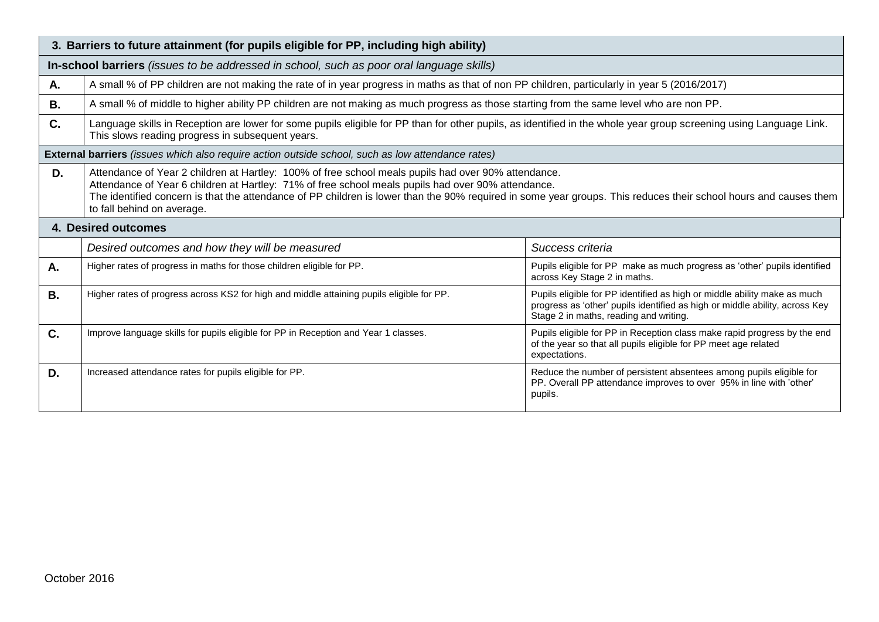## 3. Barriers to future attainment (for pupils eligible for PP, including high ability)

**In-school barriers** *(issues to be addressed in school, such as poor oral language skills)*

| | |
|---|---|
| **A.** | A small % of PP children are not making the rate of in year progress in maths as that of non PP children, particularly in year 5 (2016/2017) |
| **B.** | A small % of middle to higher ability PP children are not making as much progress as those starting from the same level who are non PP. |
| **C.** | Language skills in Reception are lower for some pupils eligible for PP than for other pupils, as identified in the whole year group screening using Language Link. This slows reading progress in subsequent years. |

**External barriers** *(issues which also require action outside school, such as low attendance rates)*

| | |
|---|---|
| **D.** | Attendance of Year 2 children at Hartley: 100% of free school meals pupils had over 90% attendance.<br>Attendance of Year 6 children at Hartley: 71% of free school meals pupils had over 90% attendance.<br>The identified concern is that the attendance of PP children is lower than the 90% required in some year groups. This reduces their school hours and causes them to fall behind on average. |

## 4. Desired outcomes

| | *Desired outcomes and how they will be measured* | *Success criteria* |
|---|---|---|
| **A.** | Higher rates of progress in maths for those children eligible for PP. | Pupils eligible for PP make as much progress as 'other' pupils identified across Key Stage 2 in maths. |
| **B.** | Higher rates of progress across KS2 for high and middle attaining pupils eligible for PP. | Pupils eligible for PP identified as high or middle ability make as much progress as 'other' pupils identified as high or middle ability, across Key Stage 2 in maths, reading and writing. |
| **C.** | Improve language skills for pupils eligible for PP in Reception and Year 1 classes. | Pupils eligible for PP in Reception class make rapid progress by the end of the year so that all pupils eligible for PP meet age related expectations. |
| **D.** | Increased attendance rates for pupils eligible for PP. | Reduce the number of persistent absentees among pupils eligible for PP. Overall PP attendance improves to over 95% in line with 'other' pupils. |

October 2016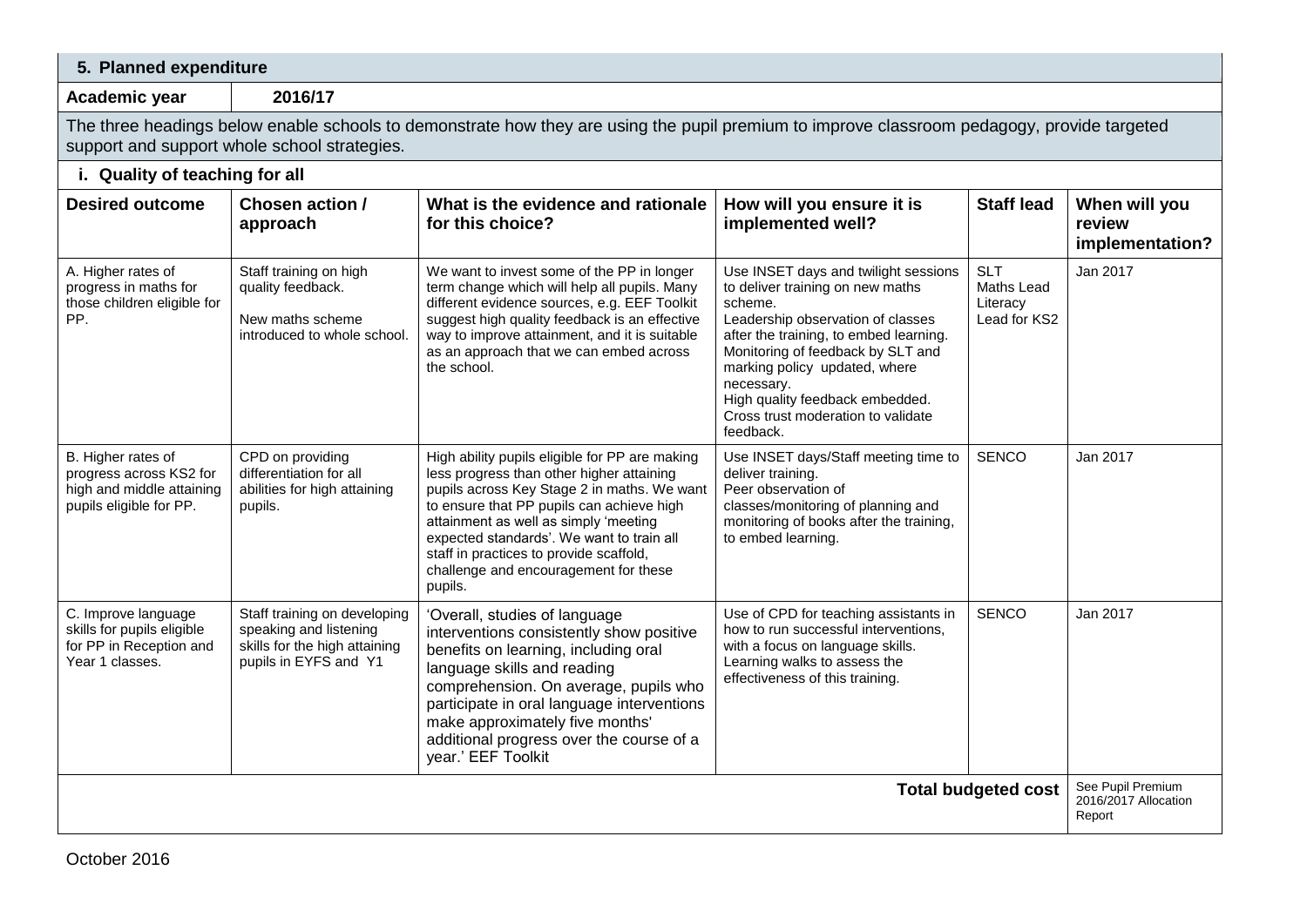## 5. Planned expenditure

**Academic year** 2016/17

The three headings below enable schools to demonstrate how they are using the pupil premium to improve classroom pedagogy, provide targeted support and support whole school strategies.

### i. Quality of teaching for all

| Desired outcome | Chosen action / approach | What is the evidence and rationale for this choice? | How will you ensure it is implemented well? | Staff lead | When will you review implementation? |
|---|---|---|---|---|---|
| A. Higher rates of progress in maths for those children eligible for PP. | Staff training on high quality feedback.<br><br>New maths scheme introduced to whole school. | We want to invest some of the PP in longer term change which will help all pupils. Many different evidence sources, e.g. EEF Toolkit suggest high quality feedback is an effective way to improve attainment, and it is suitable as an approach that we can embed across the school. | Use INSET days and twilight sessions to deliver training on new maths scheme.<br>Leadership observation of classes after the training, to embed learning.<br>Monitoring of feedback by SLT and marking policy updated, where necessary.<br>High quality feedback embedded.<br>Cross trust moderation to validate feedback. | SLT<br>Maths Lead<br>Literacy Lead for KS2 | Jan 2017 |
| B. Higher rates of progress across KS2 for high and middle attaining pupils eligible for PP. | CPD on providing differentiation for all abilities for high attaining pupils. | High ability pupils eligible for PP are making less progress than other higher attaining pupils across Key Stage 2 in maths. We want to ensure that PP pupils can achieve high attainment as well as simply 'meeting expected standards'. We want to train all staff in practices to provide scaffold, challenge and encouragement for these pupils. | Use INSET days/Staff meeting time to deliver training.<br>Peer observation of classes/monitoring of planning and monitoring of books after the training, to embed learning. | SENCO | Jan 2017 |
| C. Improve language skills for pupils eligible for PP in Reception and Year 1 classes. | Staff training on developing speaking and listening skills for the high attaining pupils in EYFS and Y1 | 'Overall, studies of language interventions consistently show positive benefits on learning, including oral language skills and reading comprehension. On average, pupils who participate in oral language interventions make approximately five months' additional progress over the course of a year.' EEF Toolkit | Use of CPD for teaching assistants in how to run successful interventions, with a focus on language skills.<br>Learning walks to assess the effectiveness of this training. | SENCO | Jan 2017 |
| | | | | **Total budgeted cost** | See Pupil Premium 2016/2017 Allocation Report |

October 2016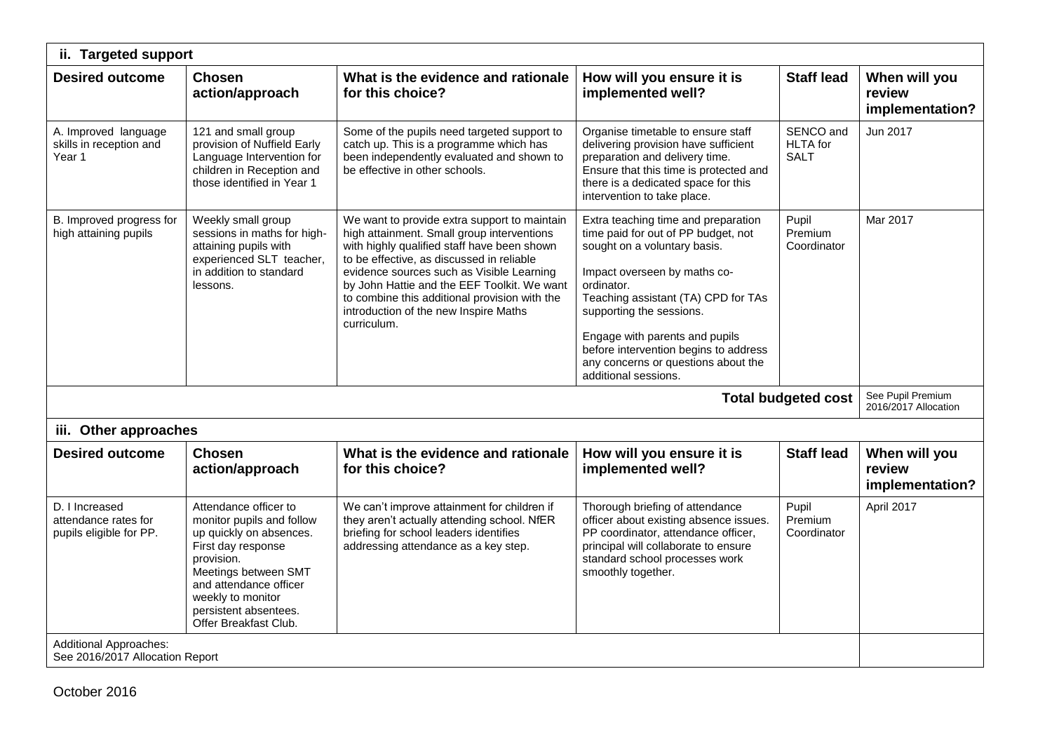### ii. Targeted support

| Desired outcome | Chosen action/approach | What is the evidence and rationale for this choice? | How will you ensure it is implemented well? | Staff lead | When will you review implementation? |
|---|---|---|---|---|---|
| A. Improved language skills in reception and Year 1 | 121 and small group provision of Nuffield Early Language Intervention for children in Reception and those identified in Year 1 | Some of the pupils need targeted support to catch up. This is a programme which has been independently evaluated and shown to be effective in other schools. | Organise timetable to ensure staff delivering provision have sufficient preparation and delivery time. Ensure that this time is protected and there is a dedicated space for this intervention to take place. | SENCO and HLTA for SALT | Jun 2017 |
| B. Improved progress for high attaining pupils | Weekly small group sessions in maths for high-attaining pupils with experienced SLT teacher, in addition to standard lessons. | We want to provide extra support to maintain high attainment. Small group interventions with highly qualified staff have been shown to be effective, as discussed in reliable evidence sources such as Visible Learning by John Hattie and the EEF Toolkit. We want to combine this additional provision with the introduction of the new Inspire Maths curriculum. | Extra teaching time and preparation time paid for out of PP budget, not sought on a voluntary basis.<br><br>Impact overseen by maths co-ordinator.<br>Teaching assistant (TA) CPD for TAs supporting the sessions.<br><br>Engage with parents and pupils before intervention begins to address any concerns or questions about the additional sessions. | Pupil Premium Coordinator | Mar 2017 |
| | | | | **Total budgeted cost** | See Pupil Premium 2016/2017 Allocation |

### iii. Other approaches

| Desired outcome | Chosen action/approach | What is the evidence and rationale for this choice? | How will you ensure it is implemented well? | Staff lead | When will you review implementation? |
|---|---|---|---|---|---|
| D. I Increased attendance rates for pupils eligible for PP. | Attendance officer to monitor pupils and follow up quickly on absences. First day response provision.<br>Meetings between SMT and attendance officer weekly to monitor persistent absentees.<br>Offer Breakfast Club. | We can't improve attainment for children if they aren't actually attending school. NfER briefing for school leaders identifies addressing attendance as a key step. | Thorough briefing of attendance officer about existing absence issues. PP coordinator, attendance officer, principal will collaborate to ensure standard school processes work smoothly together. | Pupil Premium Coordinator | April 2017 |
| Additional Approaches:<br>See 2016/2017 Allocation Report | | | | | |

October 2016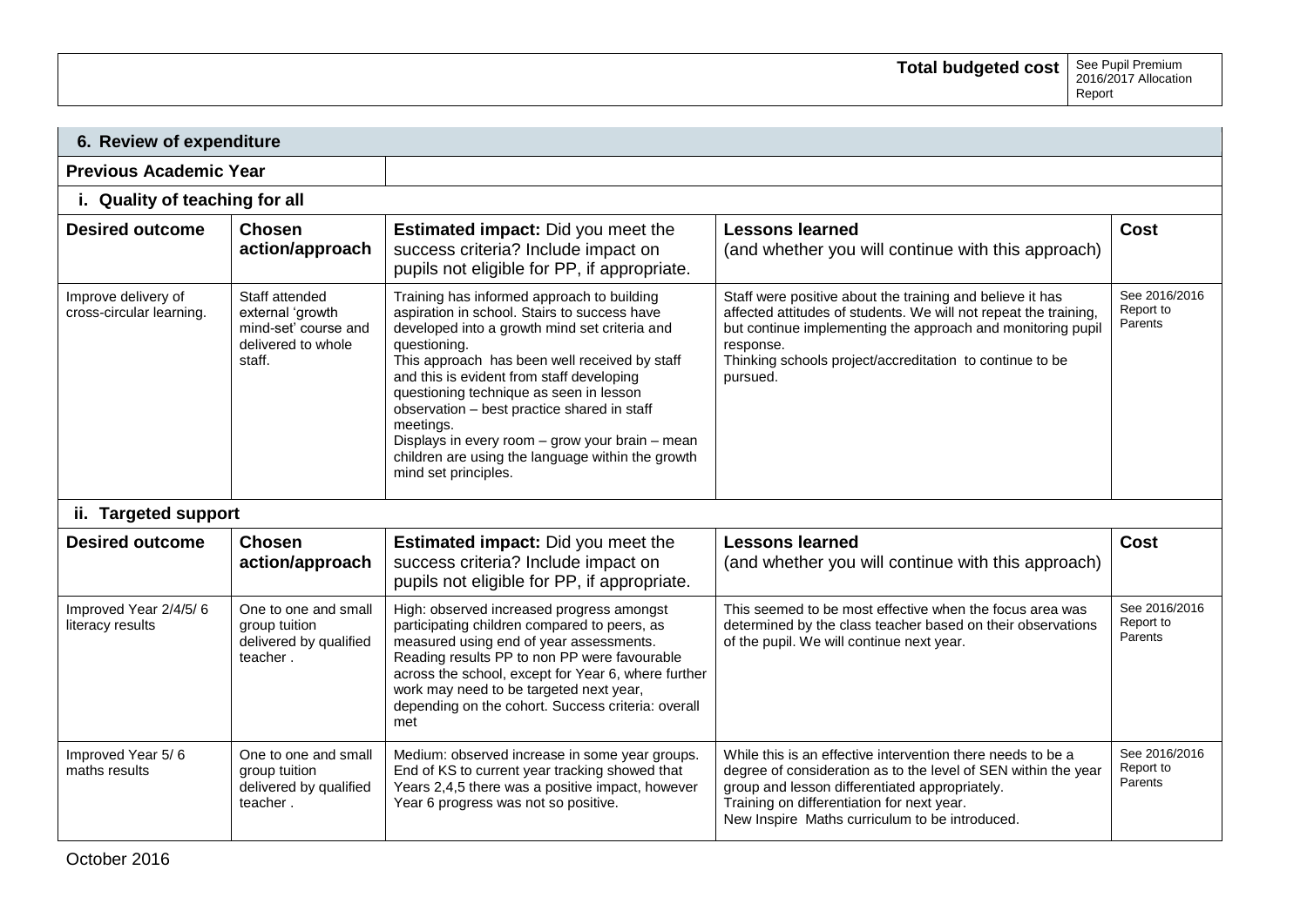| | Total budgeted cost | See Pupil Premium 2016/2017 Allocation Report |
|---|---|---|

## 6. Review of expenditure

**Previous Academic Year**

### i. Quality of teaching for all

| Desired outcome | Chosen action/approach | Estimated impact: Did you meet the success criteria? Include impact on pupils not eligible for PP, if appropriate. | Lessons learned (and whether you will continue with this approach) | Cost |
|---|---|---|---|---|
| Improve delivery of cross-circular learning. | Staff attended external 'growth mind-set' course and delivered to whole staff. | Training has informed approach to building aspiration in school. Stairs to success have developed into a growth mind set criteria and questioning.<br>This approach has been well received by staff and this is evident from staff developing questioning technique as seen in lesson observation – best practice shared in staff meetings.<br>Displays in every room – grow your brain – mean children are using the language within the growth mind set principles. | Staff were positive about the training and believe it has affected attitudes of students. We will not repeat the training, but continue implementing the approach and monitoring pupil response.<br>Thinking schools project/accreditation to continue to be pursued. | See 2016/2016 Report to Parents |

### ii. Targeted support

| Desired outcome | Chosen action/approach | Estimated impact: Did you meet the success criteria? Include impact on pupils not eligible for PP, if appropriate. | Lessons learned (and whether you will continue with this approach) | Cost |
|---|---|---|---|---|
| Improved Year 2/4/5/ 6 literacy results | One to one and small group tuition delivered by qualified teacher . | High: observed increased progress amongst participating children compared to peers, as measured using end of year assessments. Reading results PP to non PP were favourable across the school, except for Year 6, where further work may need to be targeted next year, depending on the cohort. Success criteria: overall met | This seemed to be most effective when the focus area was determined by the class teacher based on their observations of the pupil. We will continue next year. | See 2016/2016 Report to Parents |
| Improved Year 5/ 6 maths results | One to one and small group tuition delivered by qualified teacher . | Medium: observed increase in some year groups. End of KS to current year tracking showed that Years 2,4,5 there was a positive impact, however Year 6 progress was not so positive. | While this is an effective intervention there needs to be a degree of consideration as to the level of SEN within the year group and lesson differentiated appropriately.<br>Training on differentiation for next year.<br>New Inspire Maths curriculum to be introduced. | See 2016/2016 Report to Parents |

October 2016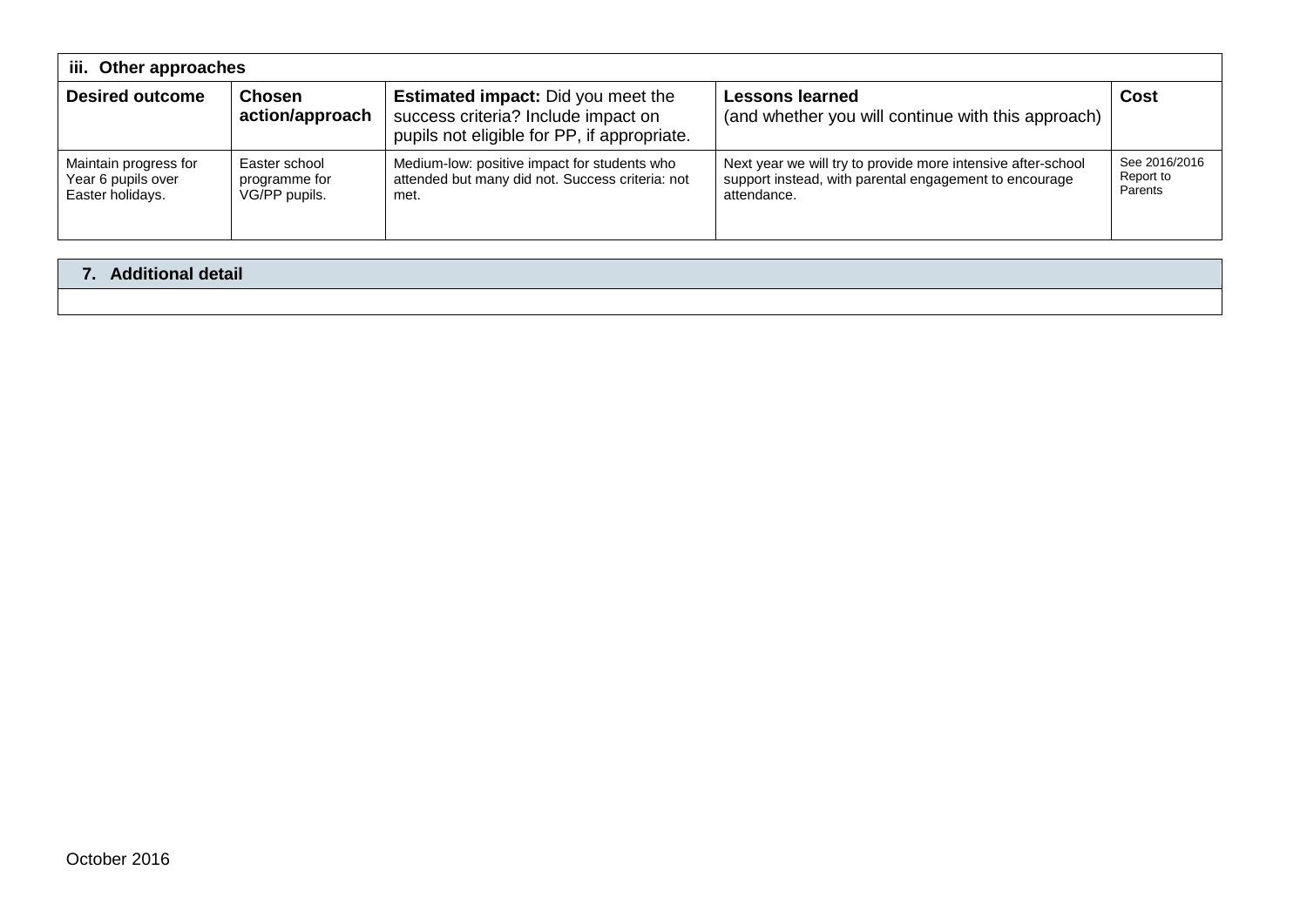### iii. Other approaches

| Desired outcome | Chosen action/approach | Estimated impact: Did you meet the success criteria? Include impact on pupils not eligible for PP, if appropriate. | Lessons learned (and whether you will continue with this approach) | Cost |
|---|---|---|---|---|
| Maintain progress for Year 6 pupils over Easter holidays. | Easter school programme for VG/PP pupils. | Medium-low: positive impact for students who attended but many did not. Success criteria: not met. | Next year we will try to provide more intensive after-school support instead, with parental engagement to encourage attendance. | See 2016/2016 Report to Parents |

## 7. Additional detail

October 2016